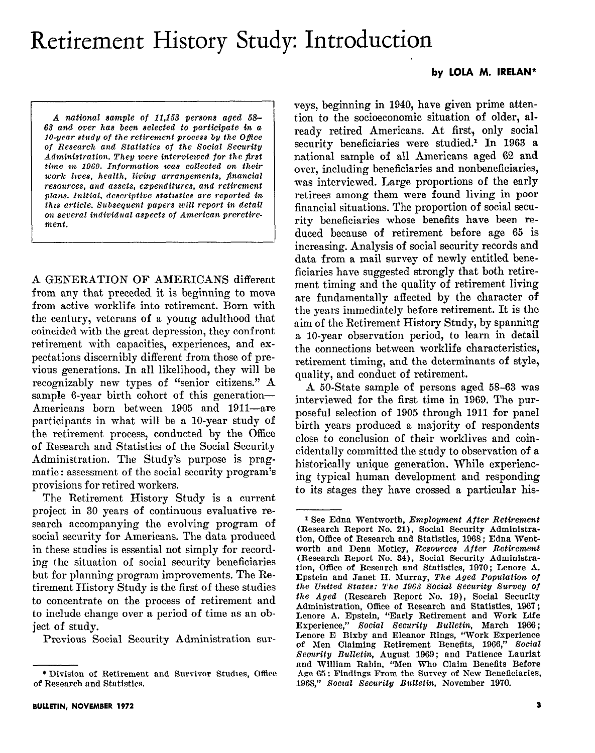# Retirement History Study: Introduction

**by LOLA M. IRELAN***

*A national sample of 11,153 persons aged 58–63 and over has been selected to participate in a 10-year study of the retirement process by the Office of Research and Statistics of the Social Security Administration. They were interviewed for the first time in 1969. Information was collected on their work lives, health, living arrangements, financial resources, and assets, expenditures, and retirement plans. Initial, descriptive statistics are reported in this article. Subsequent papers will report in detail on several individual aspects of American preretirement.*

A GENERATION OF AMERICANS different from any that preceded it is beginning to move from active worklife into retirement. Born with the century, veterans of a young adulthood that coincided with the great depression, they confront retirement with capacities, experiences, and expectations discernibly different from those of previous generations. In all likelihood, they will be recognizably new types of "senior citizens." A sample 6-year birth cohort of this generation—Americans born between 1905 and 1911—are participants in what will be a 10-year study of the retirement process, conducted by the Office of Research and Statistics of the Social Security Administration. The Study's purpose is pragmatic: assessment of the social security program's provisions for retired workers.

The Retirement History Study is a current project in 30 years of continuous evaluative research accompanying the evolving program of social security for Americans. The data produced in these studies is essential not simply for recording the situation of social security beneficiaries but for planning program improvements. The Retirement History Study is the first of these studies to concentrate on the process of retirement and to include change over a period of time as an object of study.

Previous Social Security Administration surveys, beginning in 1940, have given prime attention to the socioeconomic situation of older, already retired Americans. At first, only social security beneficiaries were studied.[1] In 1963 a national sample of all Americans aged 62 and over, including beneficiaries and nonbeneficiaries, was interviewed. Large proportions of the early retirees among them were found living in poor financial situations. The proportion of social security beneficiaries whose benefits have been reduced because of retirement before age 65 is increasing. Analysis of social security records and data from a mail survey of newly entitled beneficiaries have suggested strongly that both retirement timing and the quality of retirement living are fundamentally affected by the character of the years immediately before retirement. It is the aim of the Retirement History Study, by spanning a 10-year observation period, to learn in detail the connections between worklife characteristics, retirement timing, and the determinants of style, quality, and conduct of retirement.

A 50-State sample of persons aged 58–63 was interviewed for the first time in 1969. The purposeful selection of 1905 through 1911 for panel birth years produced a majority of respondents close to conclusion of their worklives and coincidentally committed the study to observation of a historically unique generation. While experiencing typical human development and responding to its stages they have crossed a particular his-

---

\* Division of Retirement and Survivor Studies, Office of Research and Statistics.

[1] See Edna Wentworth, *Employment After Retirement* (Research Report No. 21), Social Security Administration, Office of Research and Statistics, 1968; Edna Wentworth and Dena Motley, *Resources After Retirement* (Research Report No. 34), Social Security Administration, Office of Research and Statistics, 1970; Lenore A. Epstein and Janet H. Murray, *The Aged Population of the United States: The 1963 Social Security Survey of the Aged* (Research Report No. 19), Social Security Administration, Office of Research and Statistics, 1967; Lenore A. Epstein, "Early Retirement and Work Life Experience," *Social Security Bulletin*, March 1966; Lenore E Bixby and Eleanor Rings, "Work Experience of Men Claiming Retirement Benefits, 1966," *Social Security Bulletin*, August 1969; and Patience Lauriat and William Rabin, "Men Who Claim Benefits Before Age 65: Findings From the Survey of New Beneficiaries, 1968," *Social Security Bulletin*, November 1970.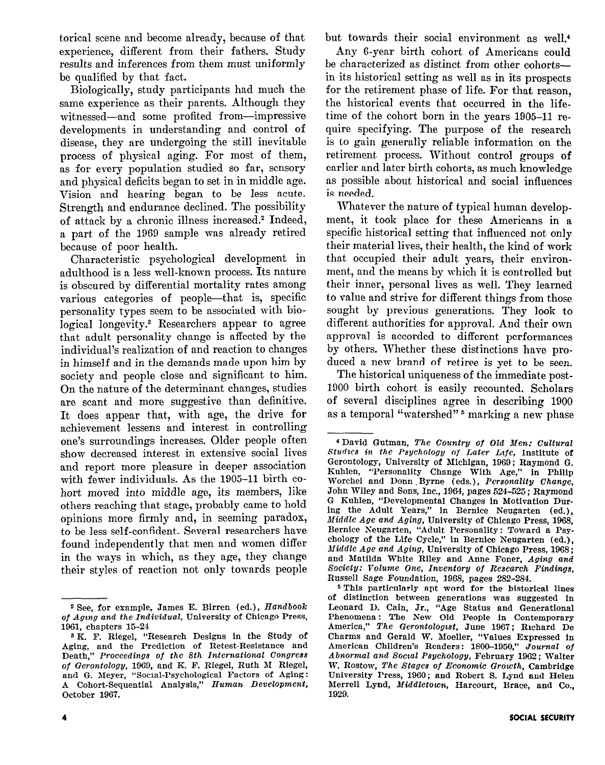torical scene and become already, because of that experience, different from their fathers. Study results and inferences from them must uniformly be qualified by that fact.

Biologically, study participants had much the same experience as their parents. Although they witnessed—and some profited from—impressive developments in understanding and control of disease, they are undergoing the still inevitable process of physical aging. For most of them, as for every population studied so far, sensory and physical deficits began to set in in middle age. Vision and hearing began to be less acute. Strength and endurance declined. The possibility of attack by a chronic illness increased.[2] Indeed, a part of the 1969 sample was already retired because of poor health.

Characteristic psychological development in adulthood is a less well-known process. Its nature is obscured by differential mortality rates among various categories of people—that is, specific personality types seem to be associated with biological longevity.[3] Researchers appear to agree that adult personality change is affected by the individual's realization of and reaction to changes in himself and in the demands made upon him by society and people close and significant to him. On the nature of the determinant changes, studies are scant and more suggestive than definitive. It does appear that, with age, the drive for achievement lessens and interest in controlling one's surroundings increases. Older people often show decreased interest in extensive social lives and report more pleasure in deeper association with fewer individuals. As the 1905–11 birth cohort moved into middle age, its members, like others reaching that stage, probably came to hold opinions more firmly and, in seeming paradox, to be less self-confident. Several researchers have found independently that men and women differ in the ways in which, as they age, they change their styles of reaction not only towards people but towards their social environment as well.[4]

Any 6-year birth cohort of Americans could be characterized as distinct from other cohorts—in its historical setting as well as in its prospects for the retirement phase of life. For that reason, the historical events that occurred in the lifetime of the cohort born in the years 1905–11 require specifying. The purpose of the research is to gain generally reliable information on the retirement process. Without control groups of earlier and later birth cohorts, as much knowledge as possible about historical and social influences is needed.

Whatever the nature of typical human development, it took place for these Americans in a specific historical setting that influenced not only their material lives, their health, the kind of work that occupied their adult years, their environment, and the means by which it is controlled but their inner, personal lives as well. They learned to value and strive for different things from those sought by previous generations. They look to different authorities for approval. And their own approval is accorded to different performances by others. Whether these distinctions have produced a new brand of retiree is yet to be seen.

The historical uniqueness of the immediate post-1900 birth cohort is easily recounted. Scholars of several disciplines agree in describing 1900 as a temporal "watershed"[5] marking a new phase

---

[2] See, for example, James E. Birren (ed.), *Handbook of Aging and the Individual*, University of Chicago Press, 1961, chapters 15–24

[3] K. F. Riegel, "Research Designs in the Study of Aging, and the Prediction of Retest-Resistance and Death," *Proceedings of the 8th International Congress of Gerontology*, 1969, and K. F. Riegel, Ruth M Riegel, and G. Meyer, "Social-Psychological Factors of Aging: A Cohort-Sequential Analysis," *Human Development*, October 1967.

[4] David Gutman, *The Country of Old Men: Cultural Studies in the Psychology of Later Life*, Institute of Gerontology, University of Michigan, 1969; Raymond G. Kuhlen, "Personality Change With Age," in Philip Worchel and Donn Byrne (eds.), *Personality Change*, John Wiley and Sons, Inc., 1964, pages 524–525; Raymond G Kuhlen, "Developmental Changes in Motivation During the Adult Years," in Bernice Neugarten (ed.), *Middle Age and Aging*, University of Chicago Press, 1968, Bernice Neugarten, "Adult Personality: Toward a Psychology of the Life Cycle," in Bernice Neugarten (ed.), *Middle Age and Aging*, University of Chicago Press, 1968; and Matilda White Riley and Anne Foner, *Aging and Society: Volume One, Inventory of Research Findings*, Russell Sage Foundation, 1968, pages 282–284.

[5] This particularly apt word for the historical lines of distinction between generations was suggested in Leonard D. Cain, Jr., "Age Status and Generational Phenomena: The New Old People in Contemporary America," *The Gerontologist*, June 1967; Richard De Charms and Gerald W. Moeller, "Values Expressed in American Children's Readers: 1800–1950," *Journal of Abnormal and Social Psychology*, February 1962; Walter W. Rostow, *The Stages of Economic Growth*, Cambridge University Press, 1960; and Robert S. Lynd and Helen Merrell Lynd, *Middletown*, Harcourt, Brace, and Co., 1929.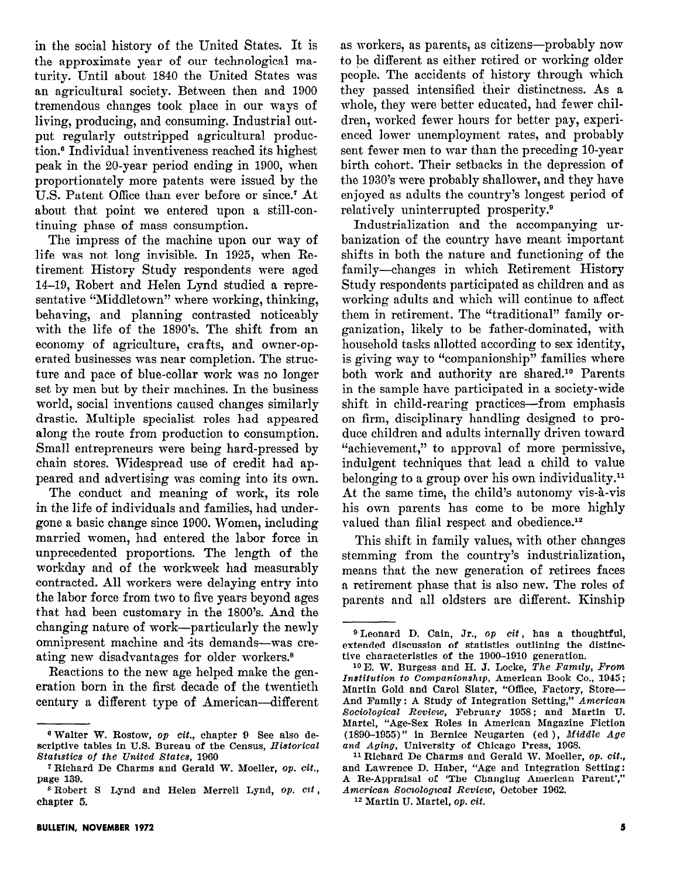in the social history of the United States. It is the approximate year of our technological maturity. Until about 1840 the United States was an agricultural society. Between then and 1900 tremendous changes took place in our ways of living, producing, and consuming. Industrial output regularly outstripped agricultural production.[6] Individual inventiveness reached its highest peak in the 20-year period ending in 1900, when proportionately more patents were issued by the U.S. Patent Office than ever before or since.[7] At about that point we entered upon a still-continuing phase of mass consumption.

The impress of the machine upon our way of life was not long invisible. In 1925, when Retirement History Study respondents were aged 14–19, Robert and Helen Lynd studied a representative "Middletown" where working, thinking, behaving, and planning contrasted noticeably with the life of the 1890's. The shift from an economy of agriculture, crafts, and owner-operated businesses was near completion. The structure and pace of blue-collar work was no longer set by men but by their machines. In the business world, social inventions caused changes similarly drastic. Multiple specialist roles had appeared along the route from production to consumption. Small entrepreneurs were being hard-pressed by chain stores. Widespread use of credit had appeared and advertising was coming into its own.

The conduct and meaning of work, its role in the life of individuals and families, had undergone a basic change since 1900. Women, including married women, had entered the labor force in unprecedented proportions. The length of the workday and of the workweek had measurably contracted. All workers were delaying entry into the labor force from two to five years beyond ages that had been customary in the 1800's. And the changing nature of work—particularly the newly omnipresent machine and its demands—was creating new disadvantages for older workers.[8]

Reactions to the new age helped make the generation born in the first decade of the twentieth century a different type of American—different as workers, as parents, as citizens—probably now to be different as either retired or working older people. The accidents of history through which they passed intensified their distinctness. As a whole, they were better educated, had fewer children, worked fewer hours for better pay, experienced lower unemployment rates, and probably sent fewer men to war than the preceding 10-year birth cohort. Their setbacks in the depression of the 1930's were probably shallower, and they have enjoyed as adults the country's longest period of relatively uninterrupted prosperity.[9]

Industrialization and the accompanying urbanization of the country have meant important shifts in both the nature and functioning of the family—changes in which Retirement History Study respondents participated as children and as working adults and which will continue to affect them in retirement. The "traditional" family organization, likely to be father-dominated, with household tasks allotted according to sex identity, is giving way to "companionship" families where both work and authority are shared.[10] Parents in the sample have participated in a society-wide shift in child-rearing practices—from emphasis on firm, disciplinary handling designed to produce children and adults internally driven toward "achievement," to approval of more permissive, indulgent techniques that lead a child to value belonging to a group over his own individuality.[11] At the same time, the child's autonomy vis-à-vis his own parents has come to be more highly valued than filial respect and obedience.[12]

This shift in family values, with other changes stemming from the country's industrialization, means that the new generation of retirees faces a retirement phase that is also new. The roles of parents and all oldsters are different. Kinship

---

[6] Walter W. Rostow, *op cit.*, chapter 9 See also descriptive tables in U.S. Bureau of the Census, *Historical Statistics of the United States*, 1960

[7] Richard De Charms and Gerald W. Moeller, *op. cit.*, page 139.

[8] Robert S Lynd and Helen Merrell Lynd, *op. cit*, chapter 5.

[9] Leonard D. Cain, Jr., *op cit*, has a thoughtful, extended discussion of statistics outlining the distinctive characteristics of the 1900–1910 generation.

[10] E. W. Burgess and H. J. Locke, *The Family, From Institution to Companionship*, American Book Co., 1945; Martin Gold and Carol Slater, "Office, Factory, Store—And Family: A Study of Integration Setting," *American Sociological Review*, February 1958; and Martin U. Martel, "Age-Sex Roles in American Magazine Fiction (1890–1955)" in Bernice Neugarten (ed ), *Middle Age and Aging*, University of Chicago Press, 1968.

[11] Richard De Charms and Gerald W. Moeller, *op. cit.*, and Lawrence D. Haber, "Age and Integration Setting: A Re-Appraisal of 'The Changing American Parent'," *American Sociological Review*, October 1962.

[12] Martin U. Martel, *op. cit.*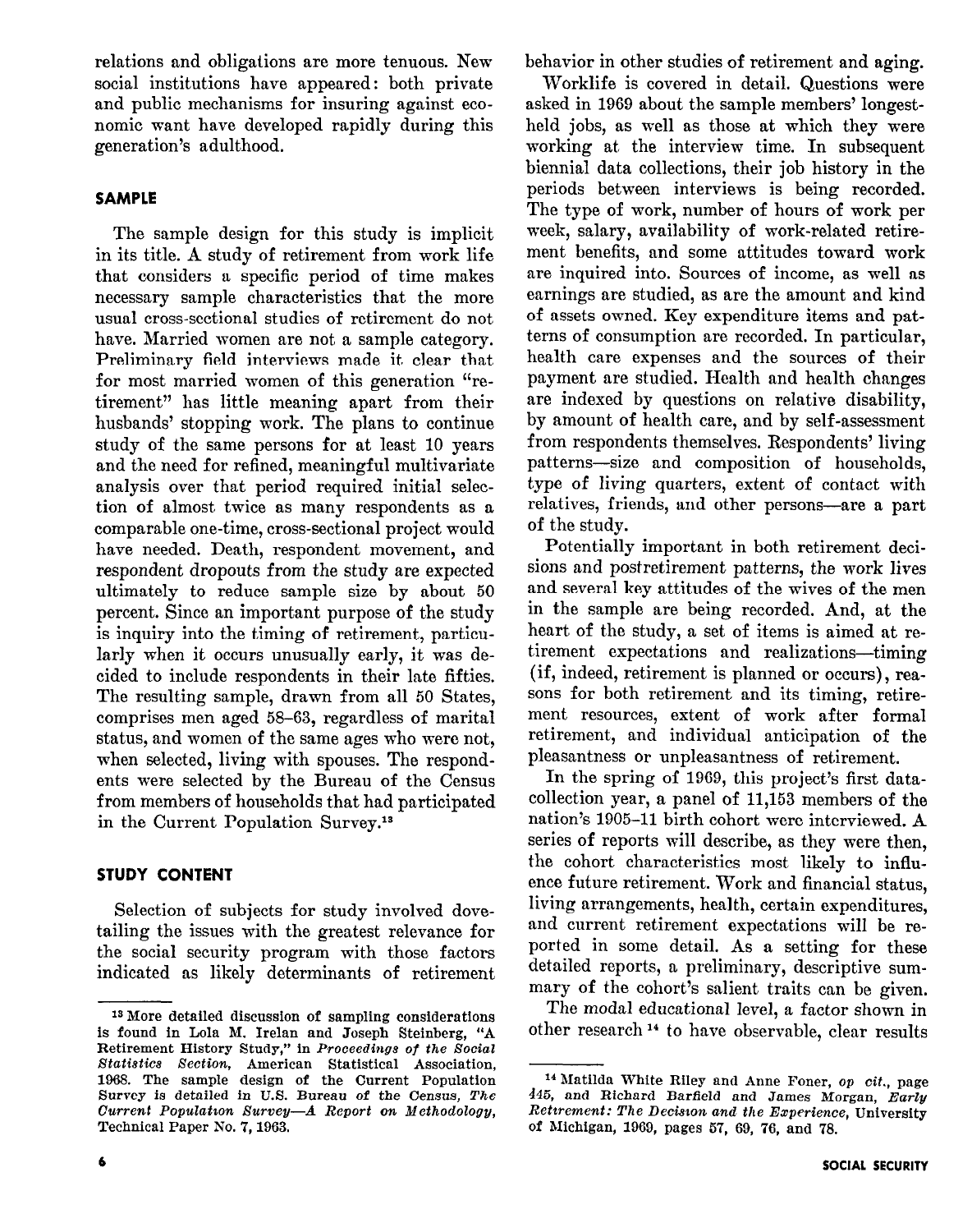relations and obligations are more tenuous. New social institutions have appeared: both private and public mechanisms for insuring against economic want have developed rapidly during this generation's adulthood.

## SAMPLE

The sample design for this study is implicit in its title. A study of retirement from work life that considers a specific period of time makes necessary sample characteristics that the more usual cross-sectional studies of retirement do not have. Married women are not a sample category. Preliminary field interviews made it clear that for most married women of this generation "retirement" has little meaning apart from their husbands' stopping work. The plans to continue study of the same persons for at least 10 years and the need for refined, meaningful multivariate analysis over that period required initial selection of almost twice as many respondents as a comparable one-time, cross-sectional project would have needed. Death, respondent movement, and respondent dropouts from the study are expected ultimately to reduce sample size by about 50 percent. Since an important purpose of the study is inquiry into the timing of retirement, particularly when it occurs unusually early, it was decided to include respondents in their late fifties. The resulting sample, drawn from all 50 States, comprises men aged 58–63, regardless of marital status, and women of the same ages who were not, when selected, living with spouses. The respondents were selected by the Bureau of the Census from members of households that had participated in the Current Population Survey.[13]

## STUDY CONTENT

Selection of subjects for study involved dovetailing the issues with the greatest relevance for the social security program with those factors indicated as likely determinants of retirement behavior in other studies of retirement and aging.

Worklife is covered in detail. Questions were asked in 1969 about the sample members' longest-held jobs, as well as those at which they were working at the interview time. In subsequent biennial data collections, their job history in the periods between interviews is being recorded. The type of work, number of hours of work per week, salary, availability of work-related retirement benefits, and some attitudes toward work are inquired into. Sources of income, as well as earnings are studied, as are the amount and kind of assets owned. Key expenditure items and patterns of consumption are recorded. In particular, health care expenses and the sources of their payment are studied. Health and health changes are indexed by questions on relative disability, by amount of health care, and by self-assessment from respondents themselves. Respondents' living patterns—size and composition of households, type of living quarters, extent of contact with relatives, friends, and other persons—are a part of the study.

Potentially important in both retirement decisions and postretirement patterns, the work lives and several key attitudes of the wives of the men in the sample are being recorded. And, at the heart of the study, a set of items is aimed at retirement expectations and realizations—timing (if, indeed, retirement is planned or occurs), reasons for both retirement and its timing, retirement resources, extent of work after formal retirement, and individual anticipation of the pleasantness or unpleasantness of retirement.

In the spring of 1969, this project's first data-collection year, a panel of 11,153 members of the nation's 1905–11 birth cohort were interviewed. A series of reports will describe, as they were then, the cohort characteristics most likely to influence future retirement. Work and financial status, living arrangements, health, certain expenditures, and current retirement expectations will be reported in some detail. As a setting for these detailed reports, a preliminary, descriptive summary of the cohort's salient traits can be given.

The modal educational level, a factor shown in other research[14] to have observable, clear results

---

[13] More detailed discussion of sampling considerations is found in Lola M. Irelan and Joseph Steinberg, "A Retirement History Study," in *Proceedings of the Social Statistics Section*, American Statistical Association, 1968. The sample design of the Current Population Survey is detailed in U.S. Bureau of the Census, *The Current Population Survey—A Report on Methodology*, Technical Paper No. 7, 1963.

[14] Matilda White Riley and Anne Foner, *op cit.*, page 445, and Richard Barfield and James Morgan, *Early Retirement: The Decision and the Experience*, University of Michigan, 1969, pages 57, 69, 76, and 78.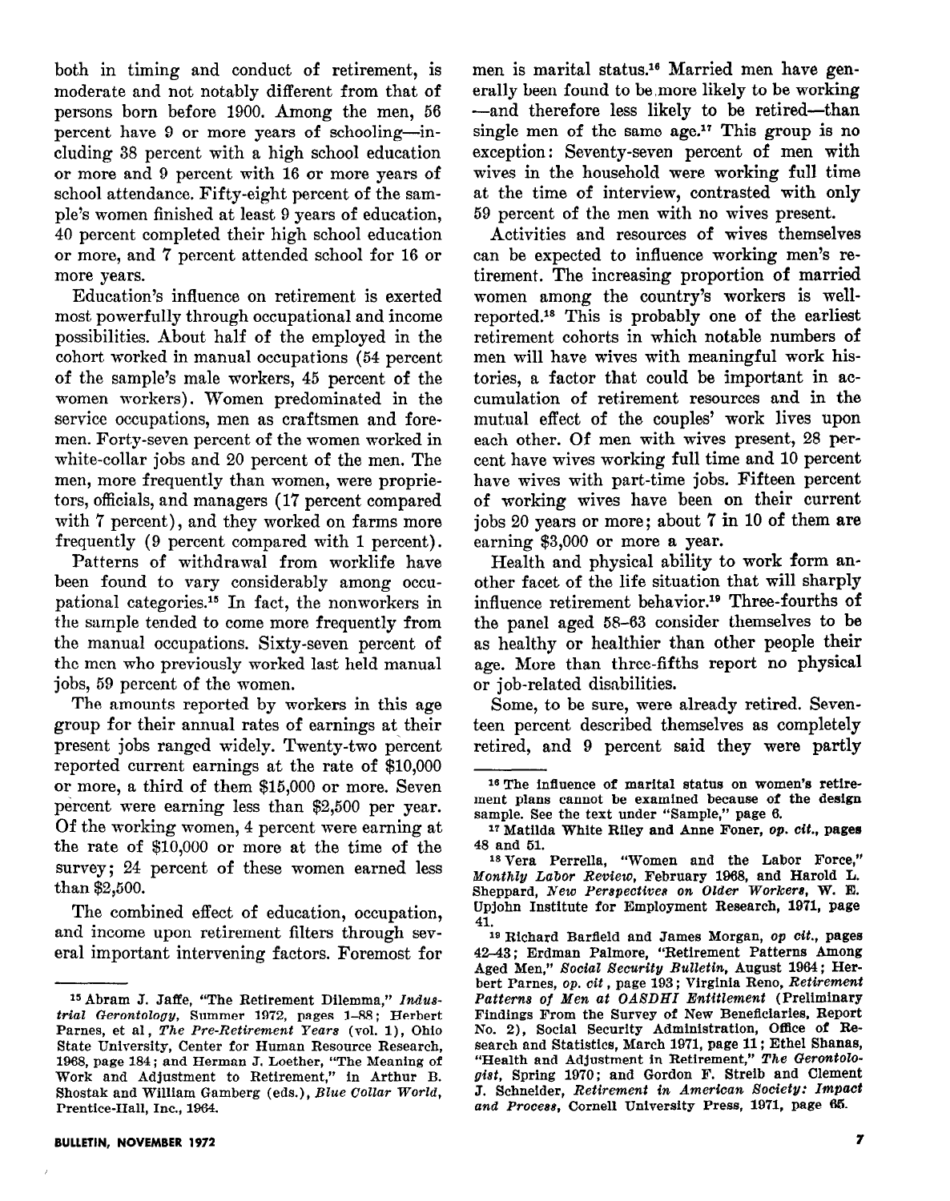both in timing and conduct of retirement, is moderate and not notably different from that of persons born before 1900. Among the men, 56 percent have 9 or more years of schooling—including 38 percent with a high school education or more and 9 percent with 16 or more years of school attendance. Fifty-eight percent of the sample's women finished at least 9 years of education, 40 percent completed their high school education or more, and 7 percent attended school for 16 or more years.

Education's influence on retirement is exerted most powerfully through occupational and income possibilities. About half of the employed in the cohort worked in manual occupations (54 percent of the sample's male workers, 45 percent of the women workers). Women predominated in the service occupations, men as craftsmen and foremen. Forty-seven percent of the women worked in white-collar jobs and 20 percent of the men. The men, more frequently than women, were proprietors, officials, and managers (17 percent compared with 7 percent), and they worked on farms more frequently (9 percent compared with 1 percent).

Patterns of withdrawal from worklife have been found to vary considerably among occupational categories.[15] In fact, the nonworkers in the sample tended to come more frequently from the manual occupations. Sixty-seven percent of the men who previously worked last held manual jobs, 59 percent of the women.

The amounts reported by workers in this age group for their annual rates of earnings at their present jobs ranged widely. Twenty-two percent reported current earnings at the rate of $10,000 or more, a third of them $15,000 or more. Seven percent were earning less than $2,500 per year. Of the working women, 4 percent were earning at the rate of $10,000 or more at the time of the survey; 24 percent of these women earned less than $2,500.

The combined effect of education, occupation, and income upon retirement filters through several important intervening factors. Foremost for men is marital status.[16] Married men have generally been found to be more likely to be working—and therefore less likely to be retired—than single men of the same age.[17] This group is no exception: Seventy-seven percent of men with wives in the household were working full time at the time of interview, contrasted with only 59 percent of the men with no wives present.

Activities and resources of wives themselves can be expected to influence working men's retirement. The increasing proportion of married women among the country's workers is well-reported.[18] This is probably one of the earliest retirement cohorts in which notable numbers of men will have wives with meaningful work histories, a factor that could be important in accumulation of retirement resources and in the mutual effect of the couples' work lives upon each other. Of men with wives present, 28 percent have wives working full time and 10 percent have wives with part-time jobs. Fifteen percent of working wives have been on their current jobs 20 years or more; about 7 in 10 of them are earning $3,000 or more a year.

Health and physical ability to work form another facet of the life situation that will sharply influence retirement behavior.[19] Three-fourths of the panel aged 58–63 consider themselves to be as healthy or healthier than other people their age. More than three-fifths report no physical or job-related disabilities.

Some, to be sure, were already retired. Seventeen percent described themselves as completely retired, and 9 percent said they were partly

---

[15] Abram J. Jaffe, "The Retirement Dilemma," *Industrial Gerontology*, Summer 1972, pages 1–88; Herbert Parnes, et al, *The Pre-Retirement Years* (vol. 1), Ohio State University, Center for Human Resource Research, 1968, page 184; and Herman J. Loether, "The Meaning of Work and Adjustment to Retirement," in Arthur B. Shostak and William Gamberg (eds.), *Blue Collar World*, Prentice-Hall, Inc., 1964.

[16] The influence of marital status on women's retirement plans cannot be examined because of the design sample. See the text under "Sample," page 6.

[17] Matilda White Riley and Anne Foner, *op. cit.*, pages 48 and 51.

[18] Vera Perrella, "Women and the Labor Force," *Monthly Labor Review*, February 1968, and Harold L. Sheppard, *New Perspectives on Older Workers*, W. E. Upjohn Institute for Employment Research, 1971, page 41.

[19] Richard Barfield and James Morgan, *op cit.*, pages 42–43; Erdman Palmore, "Retirement Patterns Among Aged Men," *Social Security Bulletin*, August 1964; Herbert Parnes, *op. cit*, page 193; Virginia Reno, *Retirement Patterns of Men at OASDHI Entitlement* (Preliminary Findings From the Survey of New Beneficiaries, Report No. 2), Social Security Administration, Office of Research and Statistics, March 1971, page 11; Ethel Shanas, "Health and Adjustment in Retirement," *The Gerontologist*, Spring 1970; and Gordon F. Streib and Clement J. Schneider, *Retirement in American Society: Impact and Process*, Cornell University Press, 1971, page 65.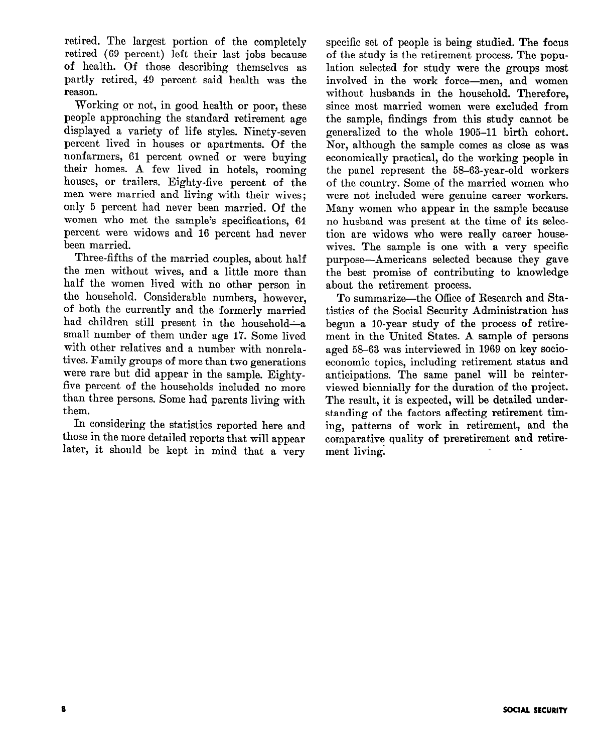retired. The largest portion of the completely retired (69 percent) left their last jobs because of health. Of those describing themselves as partly retired, 49 percent said health was the reason.

Working or not, in good health or poor, these people approaching the standard retirement age displayed a variety of life styles. Ninety-seven percent lived in houses or apartments. Of the nonfarmers, 61 percent owned or were buying their homes. A few lived in hotels, rooming houses, or trailers. Eighty-five percent of the men were married and living with their wives; only 5 percent had never been married. Of the women who met the sample's specifications, 61 percent were widows and 16 percent had never been married.

Three-fifths of the married couples, about half the men without wives, and a little more than half the women lived with no other person in the household. Considerable numbers, however, of both the currently and the formerly married had children still present in the household—a small number of them under age 17. Some lived with other relatives and a number with nonrelatives. Family groups of more than two generations were rare but did appear in the sample. Eighty-five percent of the households included no more than three persons. Some had parents living with them.

In considering the statistics reported here and those in the more detailed reports that will appear later, it should be kept in mind that a very specific set of people is being studied. The focus of the study is the retirement process. The population selected for study were the groups most involved in the work force—men, and women without husbands in the household. Therefore, since most married women were excluded from the sample, findings from this study cannot be generalized to the whole 1905–11 birth cohort. Nor, although the sample comes as close as was economically practical, do the working people in the panel represent the 58–63-year-old workers of the country. Some of the married women who were not included were genuine career workers. Many women who appear in the sample because no husband was present at the time of its selection are widows who were really career housewives. The sample is one with a very specific purpose—Americans selected because they gave the best promise of contributing to knowledge about the retirement process.

To summarize—the Office of Research and Statistics of the Social Security Administration has begun a 10-year study of the process of retirement in the United States. A sample of persons aged 58–63 was interviewed in 1969 on key socioeconomic topics, including retirement status and anticipations. The same panel will be reinterviewed biennially for the duration of the project. The result, it is expected, will be detailed understanding of the factors affecting retirement timing, patterns of work in retirement, and the comparative quality of preretirement and retirement living.